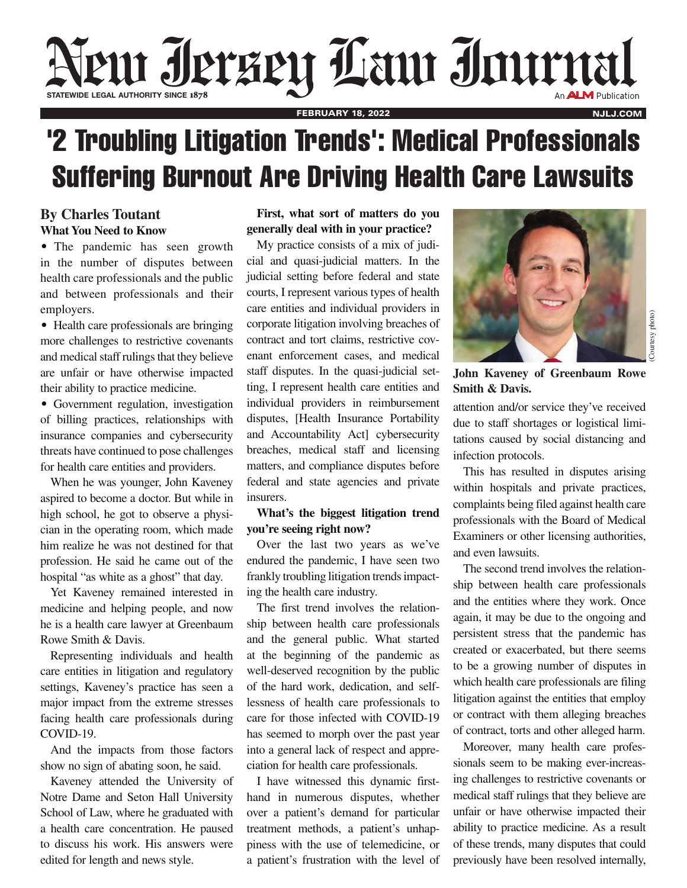# '2 Troubling Litigation Trends': Medical Professionals Suffering Burnout Are Driving Health Care Lawsuits

**By Charles Toutant**

**What You Need to Know**

- The pandemic has seen growth in the number of disputes between health care professionals and the public and between professionals and their employers.
- Health care professionals are bringing more challenges to restrictive covenants and medical staff rulings that they believe are unfair or have otherwise impacted their ability to practice medicine.
- Government regulation, investigation of billing practices, relationships with insurance companies and cybersecurity threats have continued to pose challenges for health care entities and providers.

When he was younger, John Kaveney aspired to become a doctor. But while in high school, he got to observe a physician in the operating room, which made him realize he was not destined for that profession. He said he came out of the hospital "as white as a ghost" that day.

Yet Kaveney remained interested in medicine and helping people, and now he is a health care lawyer at Greenbaum Rowe Smith & Davis.

Representing individuals and health care entities in litigation and regulatory settings, Kaveney's practice has seen a major impact from the extreme stresses facing health care professionals during COVID-19.

And the impacts from those factors show no sign of abating soon, he said.

Kaveney attended the University of Notre Dame and Seton Hall University School of Law, where he graduated with a health care concentration. He paused to discuss his work. His answers were edited for length and news style.

**First, what sort of matters do you generally deal with in your practice?**

My practice consists of a mix of judicial and quasi-judicial matters. In the judicial setting before federal and state courts, I represent various types of health care entities and individual providers in corporate litigation involving breaches of contract and tort claims, restrictive covenant enforcement cases, and medical staff disputes. In the quasi-judicial setting, I represent health care entities and individual providers in reimbursement disputes, [Health Insurance Portability and Accountability Act] cybersecurity breaches, medical staff and licensing matters, and compliance disputes before federal and state agencies and private insurers.

**What's the biggest litigation trend you're seeing right now?**

Over the last two years as we've endured the pandemic, I have seen two frankly troubling litigation trends impacting the health care industry.

The first trend involves the relationship between health care professionals and the general public. What started at the beginning of the pandemic as well-deserved recognition by the public of the hard work, dedication, and selflessness of health care professionals to care for those infected with COVID-19 has seemed to morph over the past year into a general lack of respect and appreciation for health care professionals.

I have witnessed this dynamic firsthand in numerous disputes, whether over a patient's demand for particular treatment methods, a patient's unhappiness with the use of telemedicine, or a patient's frustration with the level of

(Courtesy photo)

**John Kaveney of Greenbaum Rowe Smith & Davis.**

attention and/or service they've received due to staff shortages or logistical limitations caused by social distancing and infection protocols.

This has resulted in disputes arising within hospitals and private practices, complaints being filed against health care professionals with the Board of Medical Examiners or other licensing authorities, and even lawsuits.

The second trend involves the relationship between health care professionals and the entities where they work. Once again, it may be due to the ongoing and persistent stress that the pandemic has created or exacerbated, but there seems to be a growing number of disputes in which health care professionals are filing litigation against the entities that employ or contract with them alleging breaches of contract, torts and other alleged harm.

Moreover, many health care professionals seem to be making ever-increasing challenges to restrictive covenants or medical staff rulings that they believe are unfair or have otherwise impacted their ability to practice medicine. As a result of these trends, many disputes that could previously have been resolved internally,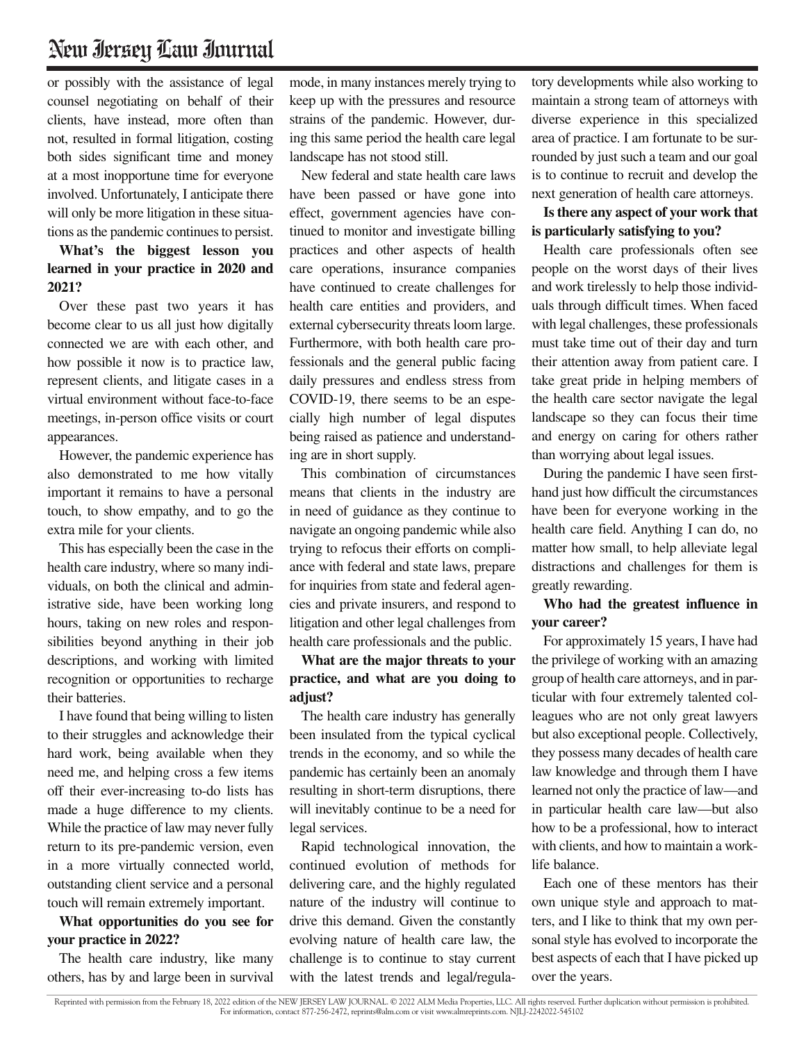or possibly with the assistance of legal counsel negotiating on behalf of their clients, have instead, more often than not, resulted in formal litigation, costing both sides significant time and money at a most inopportune time for everyone involved. Unfortunately, I anticipate there will only be more litigation in these situations as the pandemic continues to persist.

**What's the biggest lesson you learned in your practice in 2020 and 2021?**

Over these past two years it has become clear to us all just how digitally connected we are with each other, and how possible it now is to practice law, represent clients, and litigate cases in a virtual environment without face-to-face meetings, in-person office visits or court appearances.

However, the pandemic experience has also demonstrated to me how vitally important it remains to have a personal touch, to show empathy, and to go the extra mile for your clients.

This has especially been the case in the health care industry, where so many individuals, on both the clinical and administrative side, have been working long hours, taking on new roles and responsibilities beyond anything in their job descriptions, and working with limited recognition or opportunities to recharge their batteries.

I have found that being willing to listen to their struggles and acknowledge their hard work, being available when they need me, and helping cross a few items off their ever-increasing to-do lists has made a huge difference to my clients. While the practice of law may never fully return to its pre-pandemic version, even in a more virtually connected world, outstanding client service and a personal touch will remain extremely important.

**What opportunities do you see for your practice in 2022?**

The health care industry, like many others, has by and large been in survival mode, in many instances merely trying to keep up with the pressures and resource strains of the pandemic. However, during this same period the health care legal landscape has not stood still.

New federal and state health care laws have been passed or have gone into effect, government agencies have continued to monitor and investigate billing practices and other aspects of health care operations, insurance companies have continued to create challenges for health care entities and providers, and external cybersecurity threats loom large. Furthermore, with both health care professionals and the general public facing daily pressures and endless stress from COVID-19, there seems to be an especially high number of legal disputes being raised as patience and understanding are in short supply.

This combination of circumstances means that clients in the industry are in need of guidance as they continue to navigate an ongoing pandemic while also trying to refocus their efforts on compliance with federal and state laws, prepare for inquiries from state and federal agencies and private insurers, and respond to litigation and other legal challenges from health care professionals and the public.

**What are the major threats to your practice, and what are you doing to adjust?**

The health care industry has generally been insulated from the typical cyclical trends in the economy, and so while the pandemic has certainly been an anomaly resulting in short-term disruptions, there will inevitably continue to be a need for legal services.

Rapid technological innovation, the continued evolution of methods for delivering care, and the highly regulated nature of the industry will continue to drive this demand. Given the constantly evolving nature of health care law, the challenge is to continue to stay current with the latest trends and legal/regulatory developments while also working to maintain a strong team of attorneys with diverse experience in this specialized area of practice. I am fortunate to be surrounded by just such a team and our goal is to continue to recruit and develop the next generation of health care attorneys.

**Is there any aspect of your work that is particularly satisfying to you?**

Health care professionals often see people on the worst days of their lives and work tirelessly to help those individuals through difficult times. When faced with legal challenges, these professionals must take time out of their day and turn their attention away from patient care. I take great pride in helping members of the health care sector navigate the legal landscape so they can focus their time and energy on caring for others rather than worrying about legal issues.

During the pandemic I have seen firsthand just how difficult the circumstances have been for everyone working in the health care field. Anything I can do, no matter how small, to help alleviate legal distractions and challenges for them is greatly rewarding.

**Who had the greatest influence in your career?**

For approximately 15 years, I have had the privilege of working with an amazing group of health care attorneys, and in particular with four extremely talented colleagues who are not only great lawyers but also exceptional people. Collectively, they possess many decades of health care law knowledge and through them I have learned not only the practice of law—and in particular health care law—but also how to be a professional, how to interact with clients, and how to maintain a work-life balance.

Each one of these mentors has their own unique style and approach to matters, and I like to think that my own personal style has evolved to incorporate the best aspects of each that I have picked up over the years.

Reprinted with permission from the February 18, 2022 edition of the NEW JERSEY LAW JOURNAL. © 2022 ALM Media Properties, LLC. All rights reserved. Further duplication without permission is prohibited. For information, contact 877-256-2472, reprints@alm.com or visit www.almreprints.com. NJLJ-2242022-545102